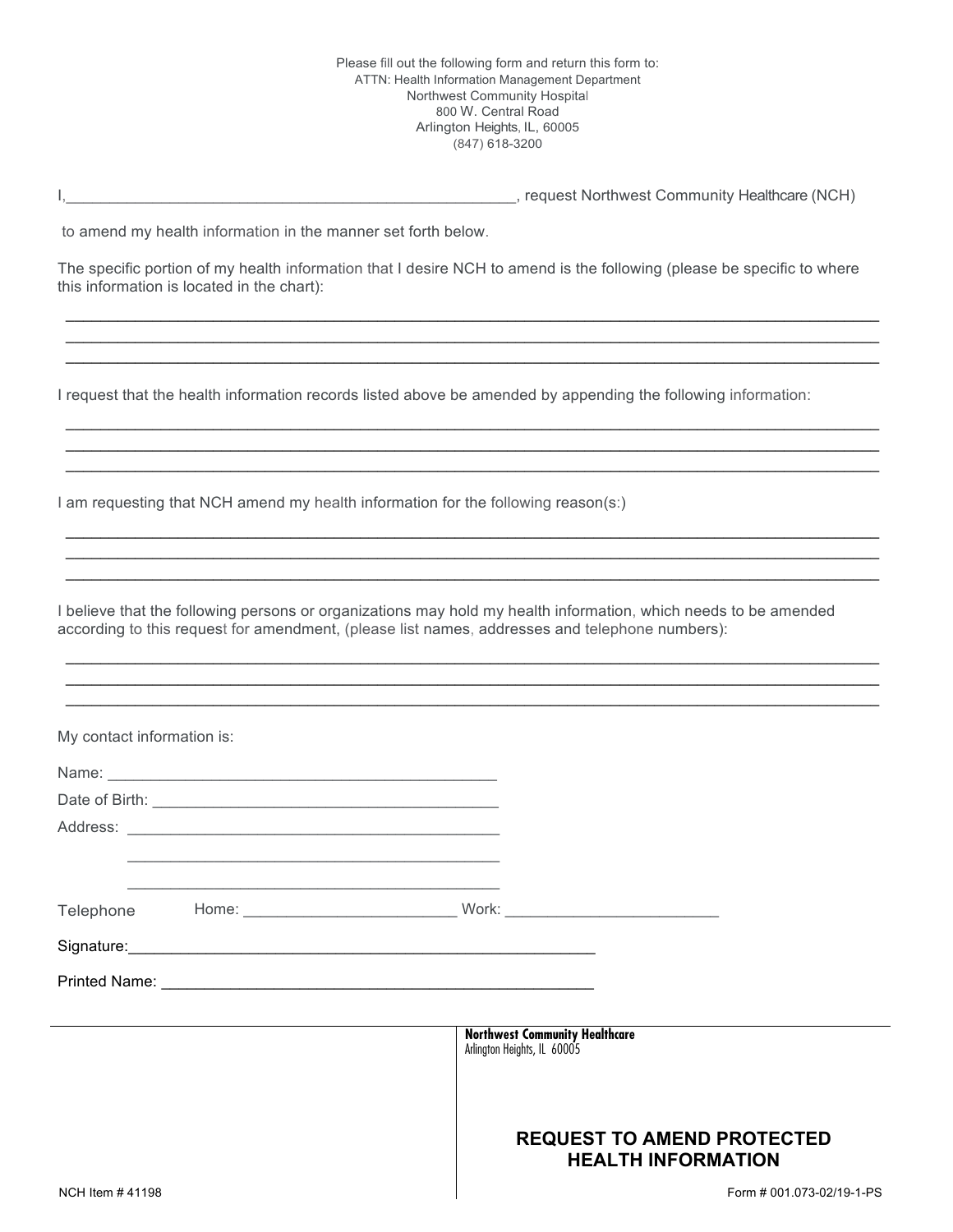Please fill out the following form and return this form to:
ATTN: Health Information Management Department
Northwest Community Hospital
800 W. Central Road
Arlington Heights, IL, 60005
(847) 618-3200

I,_____________________________________________________, request Northwest Community Healthcare (NCH)

to amend my health information in the manner set forth below.

The specific portion of my health information that I desire NCH to amend is the following (please be specific to where this information is located in the chart):

_____________________________________________________________________________________________
_____________________________________________________________________________________________
_____________________________________________________________________________________________

I request that the health information records listed above be amended by appending the following information:

_____________________________________________________________________________________________
_____________________________________________________________________________________________
_____________________________________________________________________________________________

I am requesting that NCH amend my health information for the following reason(s:)

_____________________________________________________________________________________________
_____________________________________________________________________________________________
_____________________________________________________________________________________________

I believe that the following persons or organizations may hold my health information, which needs to be amended according to this request for amendment, (please list names, addresses and telephone numbers):

_____________________________________________________________________________________________
_____________________________________________________________________________________________
_____________________________________________________________________________________________

My contact information is:

Name: ______________________________________________

Date of Birth: ________________________________________

Address: ____________________________________________

____________________________________________

____________________________________________

Telephone Home: ________________________ Work: ________________________

Signature:_____________________________________________________

Printed Name: _________________________________________________

**Northwest Community Healthcare**
Arlington Heights, IL 60005

## REQUEST TO AMEND PROTECTED HEALTH INFORMATION

NCH Item # 41198

Form # 001.073-02/19-1-PS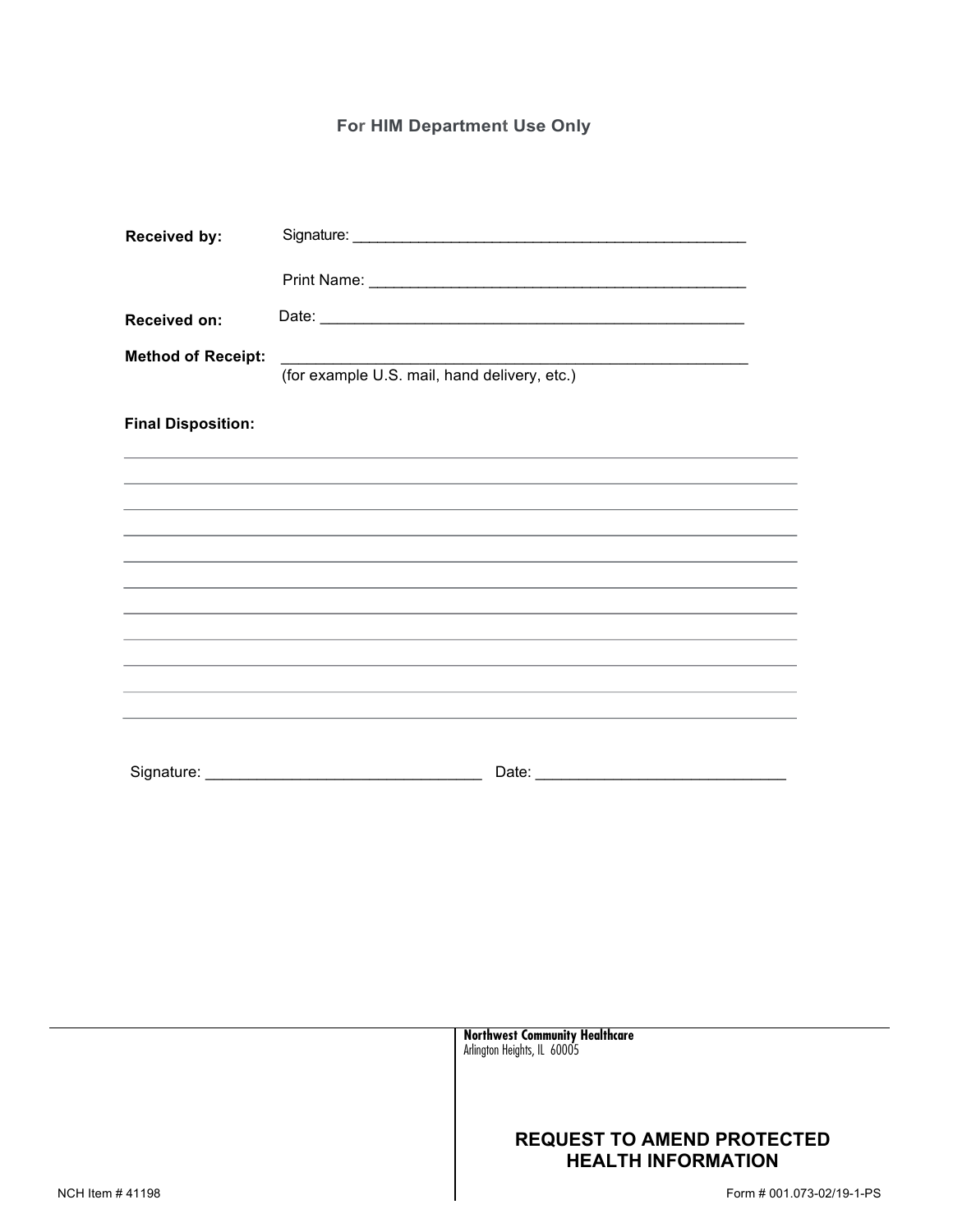## For HIM Department Use Only

**Received by:** Signature: ______________________________________________

Print Name: ____________________________________________

**Received on:** Date: _________________________________________________

**Method of Receipt:** _________________________________________________
(for example U.S. mail, hand delivery, etc.)

**Final Disposition:**

_____________________________________________________________________________

_____________________________________________________________________________

_____________________________________________________________________________

_____________________________________________________________________________

_____________________________________________________________________________

_____________________________________________________________________________

_____________________________________________________________________________

_____________________________________________________________________________

_____________________________________________________________________________

_____________________________________________________________________________

_____________________________________________________________________________

Signature: _______________________________ Date: ___________________________

**Northwest Community Healthcare**
Arlington Heights, IL 60005

**REQUEST TO AMEND PROTECTED HEALTH INFORMATION**

NCH Item # 41198

Form # 001.073-02/19-1-PS